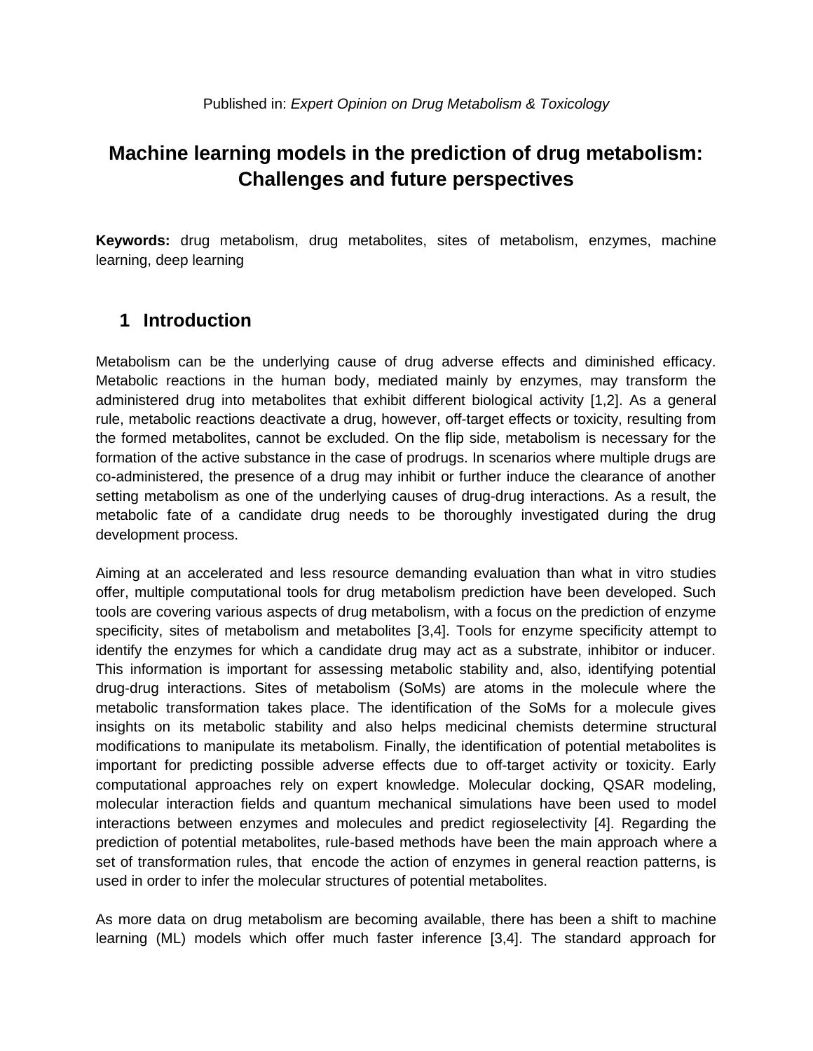Published in: *Expert Opinion on Drug Metabolism & Toxicology*

# Machine learning models in the prediction of drug metabolism: Challenges and future perspectives

**Keywords:** drug metabolism, drug metabolites, sites of metabolism, enzymes, machine learning, deep learning

## 1 Introduction

Metabolism can be the underlying cause of drug adverse effects and diminished efficacy. Metabolic reactions in the human body, mediated mainly by enzymes, may transform the administered drug into metabolites that exhibit different biological activity [1,2]. As a general rule, metabolic reactions deactivate a drug, however, off-target effects or toxicity, resulting from the formed metabolites, cannot be excluded. On the flip side, metabolism is necessary for the formation of the active substance in the case of prodrugs. In scenarios where multiple drugs are co-administered, the presence of a drug may inhibit or further induce the clearance of another setting metabolism as one of the underlying causes of drug-drug interactions. As a result, the metabolic fate of a candidate drug needs to be thoroughly investigated during the drug development process.

Aiming at an accelerated and less resource demanding evaluation than what in vitro studies offer, multiple computational tools for drug metabolism prediction have been developed. Such tools are covering various aspects of drug metabolism, with a focus on the prediction of enzyme specificity, sites of metabolism and metabolites [3,4]. Tools for enzyme specificity attempt to identify the enzymes for which a candidate drug may act as a substrate, inhibitor or inducer. This information is important for assessing metabolic stability and, also, identifying potential drug-drug interactions. Sites of metabolism (SoMs) are atoms in the molecule where the metabolic transformation takes place. The identification of the SoMs for a molecule gives insights on its metabolic stability and also helps medicinal chemists determine structural modifications to manipulate its metabolism. Finally, the identification of potential metabolites is important for predicting possible adverse effects due to off-target activity or toxicity. Early computational approaches rely on expert knowledge. Molecular docking, QSAR modeling, molecular interaction fields and quantum mechanical simulations have been used to model interactions between enzymes and molecules and predict regioselectivity [4]. Regarding the prediction of potential metabolites, rule-based methods have been the main approach where a set of transformation rules, that encode the action of enzymes in general reaction patterns, is used in order to infer the molecular structures of potential metabolites.

As more data on drug metabolism are becoming available, there has been a shift to machine learning (ML) models which offer much faster inference [3,4]. The standard approach for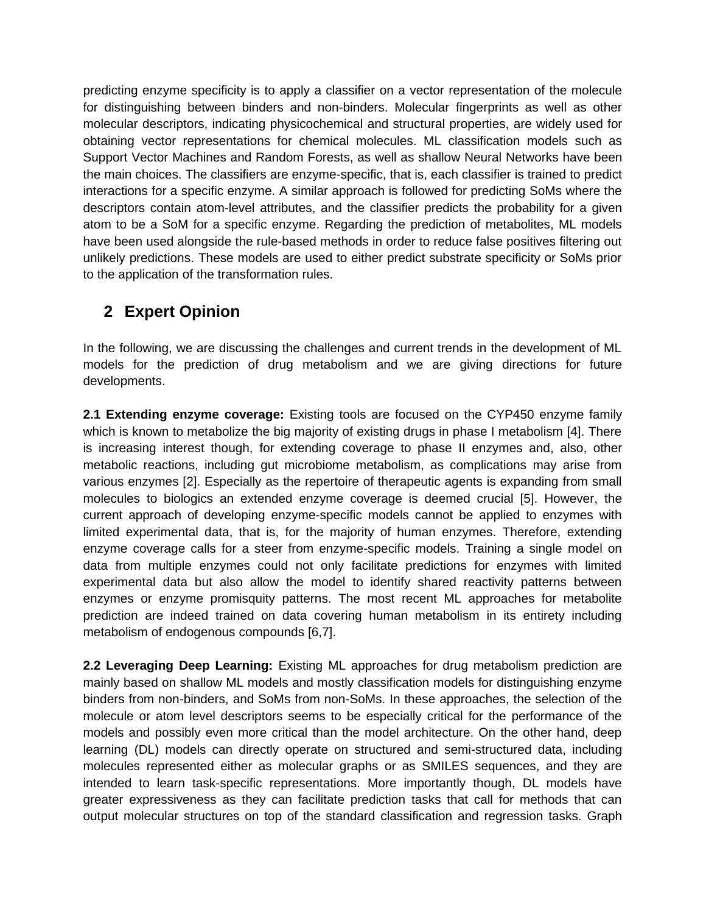predicting enzyme specificity is to apply a classifier on a vector representation of the molecule for distinguishing between binders and non-binders. Molecular fingerprints as well as other molecular descriptors, indicating physicochemical and structural properties, are widely used for obtaining vector representations for chemical molecules. ML classification models such as Support Vector Machines and Random Forests, as well as shallow Neural Networks have been the main choices. The classifiers are enzyme-specific, that is, each classifier is trained to predict interactions for a specific enzyme. A similar approach is followed for predicting SoMs where the descriptors contain atom-level attributes, and the classifier predicts the probability for a given atom to be a SoM for a specific enzyme. Regarding the prediction of metabolites, ML models have been used alongside the rule-based methods in order to reduce false positives filtering out unlikely predictions. These models are used to either predict substrate specificity or SoMs prior to the application of the transformation rules.

## 2 Expert Opinion

In the following, we are discussing the challenges and current trends in the development of ML models for the prediction of drug metabolism and we are giving directions for future developments.

**2.1 Extending enzyme coverage:** Existing tools are focused on the CYP450 enzyme family which is known to metabolize the big majority of existing drugs in phase I metabolism [4]. There is increasing interest though, for extending coverage to phase II enzymes and, also, other metabolic reactions, including gut microbiome metabolism, as complications may arise from various enzymes [2]. Especially as the repertoire of therapeutic agents is expanding from small molecules to biologics an extended enzyme coverage is deemed crucial [5]. However, the current approach of developing enzyme-specific models cannot be applied to enzymes with limited experimental data, that is, for the majority of human enzymes. Therefore, extending enzyme coverage calls for a steer from enzyme-specific models. Training a single model on data from multiple enzymes could not only facilitate predictions for enzymes with limited experimental data but also allow the model to identify shared reactivity patterns between enzymes or enzyme promisquity patterns. The most recent ML approaches for metabolite prediction are indeed trained on data covering human metabolism in its entirety including metabolism of endogenous compounds [6,7].

**2.2 Leveraging Deep Learning:** Existing ML approaches for drug metabolism prediction are mainly based on shallow ML models and mostly classification models for distinguishing enzyme binders from non-binders, and SoMs from non-SoMs. In these approaches, the selection of the molecule or atom level descriptors seems to be especially critical for the performance of the models and possibly even more critical than the model architecture. On the other hand, deep learning (DL) models can directly operate on structured and semi-structured data, including molecules represented either as molecular graphs or as SMILES sequences, and they are intended to learn task-specific representations. More importantly though, DL models have greater expressiveness as they can facilitate prediction tasks that call for methods that can output molecular structures on top of the standard classification and regression tasks. Graph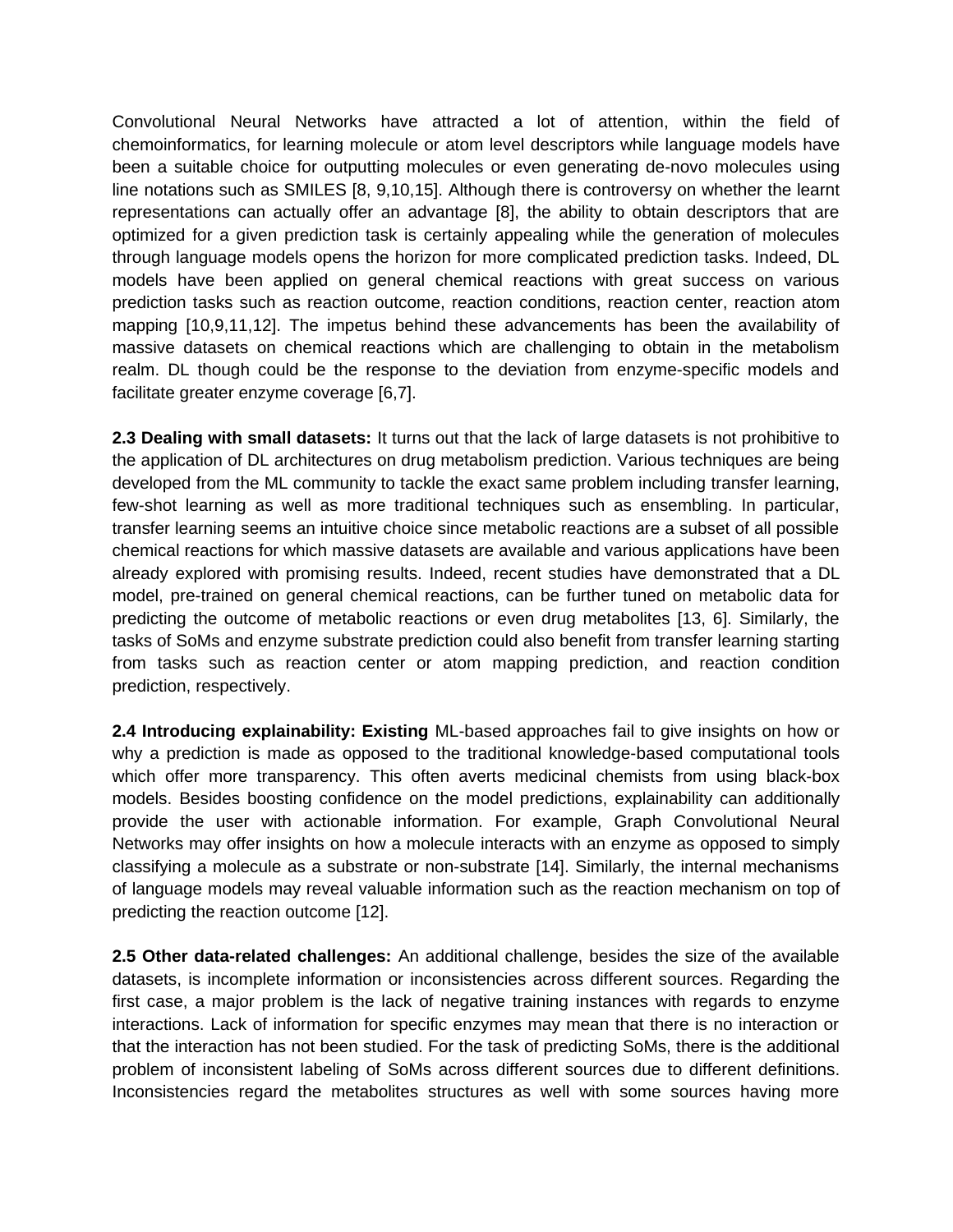Convolutional Neural Networks have attracted a lot of attention, within the field of chemoinformatics, for learning molecule or atom level descriptors while language models have been a suitable choice for outputting molecules or even generating de-novo molecules using line notations such as SMILES [8, 9,10,15]. Although there is controversy on whether the learnt representations can actually offer an advantage [8], the ability to obtain descriptors that are optimized for a given prediction task is certainly appealing while the generation of molecules through language models opens the horizon for more complicated prediction tasks. Indeed, DL models have been applied on general chemical reactions with great success on various prediction tasks such as reaction outcome, reaction conditions, reaction center, reaction atom mapping [10,9,11,12]. The impetus behind these advancements has been the availability of massive datasets on chemical reactions which are challenging to obtain in the metabolism realm. DL though could be the response to the deviation from enzyme-specific models and facilitate greater enzyme coverage [6,7].

**2.3 Dealing with small datasets:** It turns out that the lack of large datasets is not prohibitive to the application of DL architectures on drug metabolism prediction. Various techniques are being developed from the ML community to tackle the exact same problem including transfer learning, few-shot learning as well as more traditional techniques such as ensembling. In particular, transfer learning seems an intuitive choice since metabolic reactions are a subset of all possible chemical reactions for which massive datasets are available and various applications have been already explored with promising results. Indeed, recent studies have demonstrated that a DL model, pre-trained on general chemical reactions, can be further tuned on metabolic data for predicting the outcome of metabolic reactions or even drug metabolites [13, 6]. Similarly, the tasks of SoMs and enzyme substrate prediction could also benefit from transfer learning starting from tasks such as reaction center or atom mapping prediction, and reaction condition prediction, respectively.

**2.4 Introducing explainability: Existing** ML-based approaches fail to give insights on how or why a prediction is made as opposed to the traditional knowledge-based computational tools which offer more transparency. This often averts medicinal chemists from using black-box models. Besides boosting confidence on the model predictions, explainability can additionally provide the user with actionable information. For example, Graph Convolutional Neural Networks may offer insights on how a molecule interacts with an enzyme as opposed to simply classifying a molecule as a substrate or non-substrate [14]. Similarly, the internal mechanisms of language models may reveal valuable information such as the reaction mechanism on top of predicting the reaction outcome [12].

**2.5 Other data-related challenges:** An additional challenge, besides the size of the available datasets, is incomplete information or inconsistencies across different sources. Regarding the first case, a major problem is the lack of negative training instances with regards to enzyme interactions. Lack of information for specific enzymes may mean that there is no interaction or that the interaction has not been studied. For the task of predicting SoMs, there is the additional problem of inconsistent labeling of SoMs across different sources due to different definitions. Inconsistencies regard the metabolites structures as well with some sources having more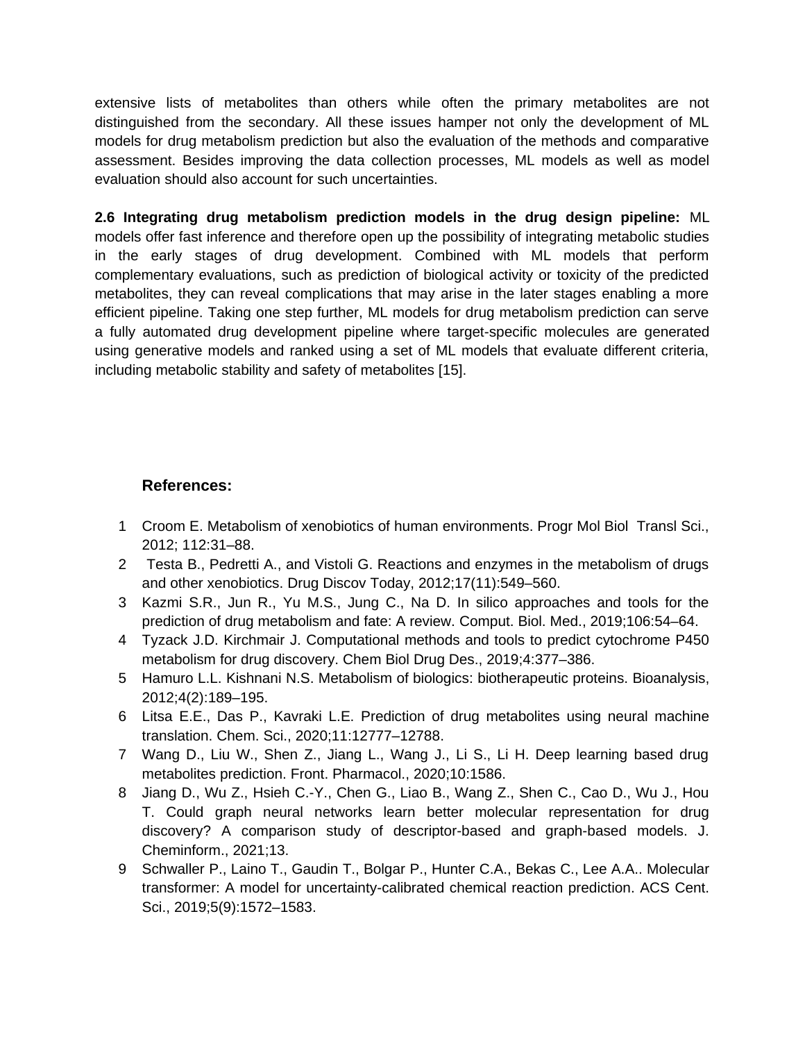extensive lists of metabolites than others while often the primary metabolites are not distinguished from the secondary. All these issues hamper not only the development of ML models for drug metabolism prediction but also the evaluation of the methods and comparative assessment. Besides improving the data collection processes, ML models as well as model evaluation should also account for such uncertainties.

**2.6 Integrating drug metabolism prediction models in the drug design pipeline:** ML models offer fast inference and therefore open up the possibility of integrating metabolic studies in the early stages of drug development. Combined with ML models that perform complementary evaluations, such as prediction of biological activity or toxicity of the predicted metabolites, they can reveal complications that may arise in the later stages enabling a more efficient pipeline. Taking one step further, ML models for drug metabolism prediction can serve a fully automated drug development pipeline where target-specific molecules are generated using generative models and ranked using a set of ML models that evaluate different criteria, including metabolic stability and safety of metabolites [15].

## References:

1. Croom E. Metabolism of xenobiotics of human environments. Progr Mol Biol Transl Sci., 2012; 112:31–88.
2. Testa B., Pedretti A., and Vistoli G. Reactions and enzymes in the metabolism of drugs and other xenobiotics. Drug Discov Today, 2012;17(11):549–560.
3. Kazmi S.R., Jun R., Yu M.S., Jung C., Na D. In silico approaches and tools for the prediction of drug metabolism and fate: A review. Comput. Biol. Med., 2019;106:54–64.
4. Tyzack J.D. Kirchmair J. Computational methods and tools to predict cytochrome P450 metabolism for drug discovery. Chem Biol Drug Des., 2019;4:377–386.
5. Hamuro L.L. Kishnani N.S. Metabolism of biologics: biotherapeutic proteins. Bioanalysis, 2012;4(2):189–195.
6. Litsa E.E., Das P., Kavraki L.E. Prediction of drug metabolites using neural machine translation. Chem. Sci., 2020;11:12777–12788.
7. Wang D., Liu W., Shen Z., Jiang L., Wang J., Li S., Li H. Deep learning based drug metabolites prediction. Front. Pharmacol., 2020;10:1586.
8. Jiang D., Wu Z., Hsieh C.-Y., Chen G., Liao B., Wang Z., Shen C., Cao D., Wu J., Hou T. Could graph neural networks learn better molecular representation for drug discovery? A comparison study of descriptor-based and graph-based models. J. Cheminform., 2021;13.
9. Schwaller P., Laino T., Gaudin T., Bolgar P., Hunter C.A., Bekas C., Lee A.A.. Molecular transformer: A model for uncertainty-calibrated chemical reaction prediction. ACS Cent. Sci., 2019;5(9):1572–1583.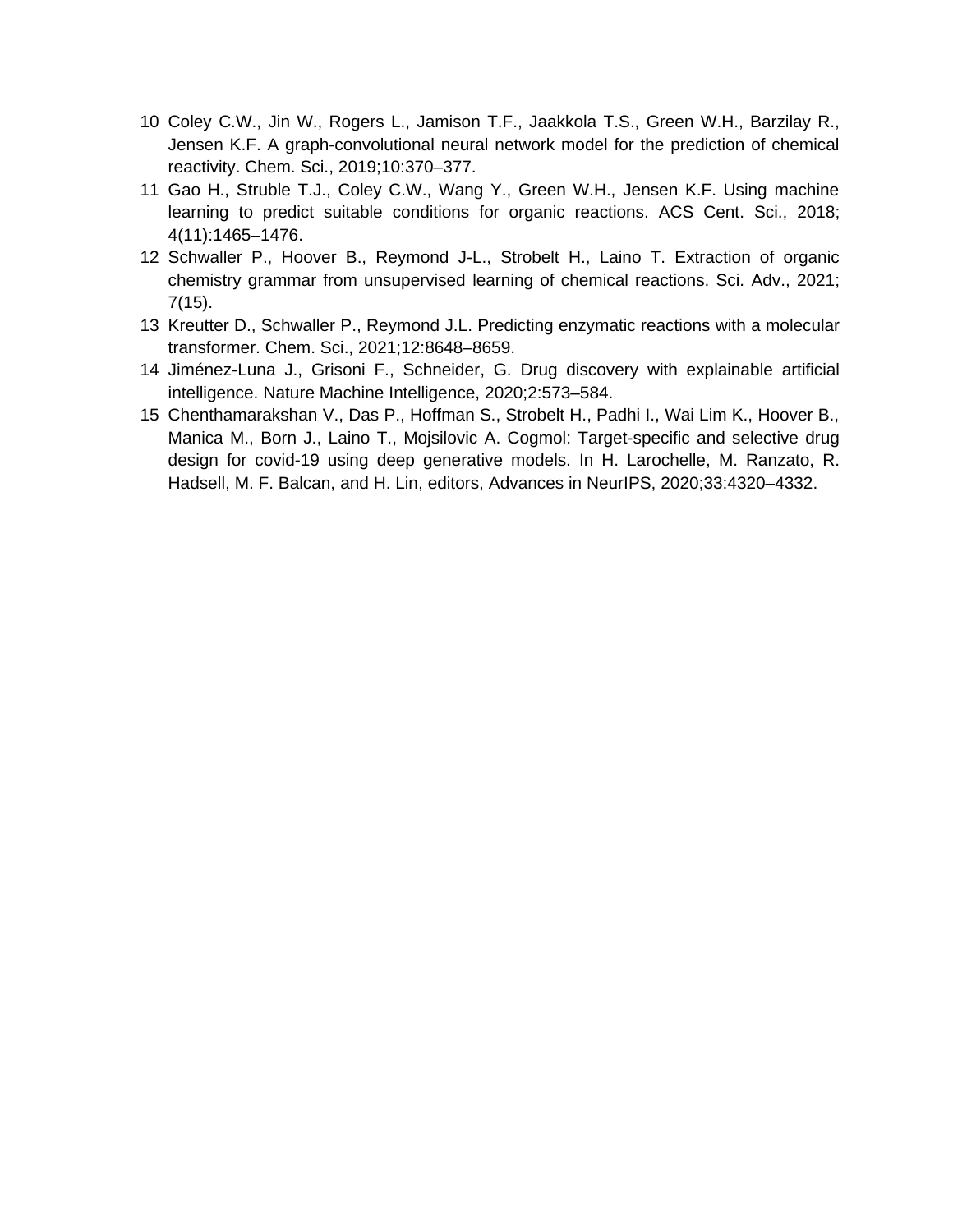10 Coley C.W., Jin W., Rogers L., Jamison T.F., Jaakkola T.S., Green W.H., Barzilay R., Jensen K.F. A graph-convolutional neural network model for the prediction of chemical reactivity. Chem. Sci., 2019;10:370–377.

11 Gao H., Struble T.J., Coley C.W., Wang Y., Green W.H., Jensen K.F. Using machine learning to predict suitable conditions for organic reactions. ACS Cent. Sci., 2018; 4(11):1465–1476.

12 Schwaller P., Hoover B., Reymond J-L., Strobelt H., Laino T. Extraction of organic chemistry grammar from unsupervised learning of chemical reactions. Sci. Adv., 2021; 7(15).

13 Kreutter D., Schwaller P., Reymond J.L. Predicting enzymatic reactions with a molecular transformer. Chem. Sci., 2021;12:8648–8659.

14 Jiménez-Luna J., Grisoni F., Schneider, G. Drug discovery with explainable artificial intelligence. Nature Machine Intelligence, 2020;2:573–584.

15 Chenthamarakshan V., Das P., Hoffman S., Strobelt H., Padhi I., Wai Lim K., Hoover B., Manica M., Born J., Laino T., Mojsilovic A. Cogmol: Target-specific and selective drug design for covid-19 using deep generative models. In H. Larochelle, M. Ranzato, R. Hadsell, M. F. Balcan, and H. Lin, editors, Advances in NeurIPS, 2020;33:4320–4332.